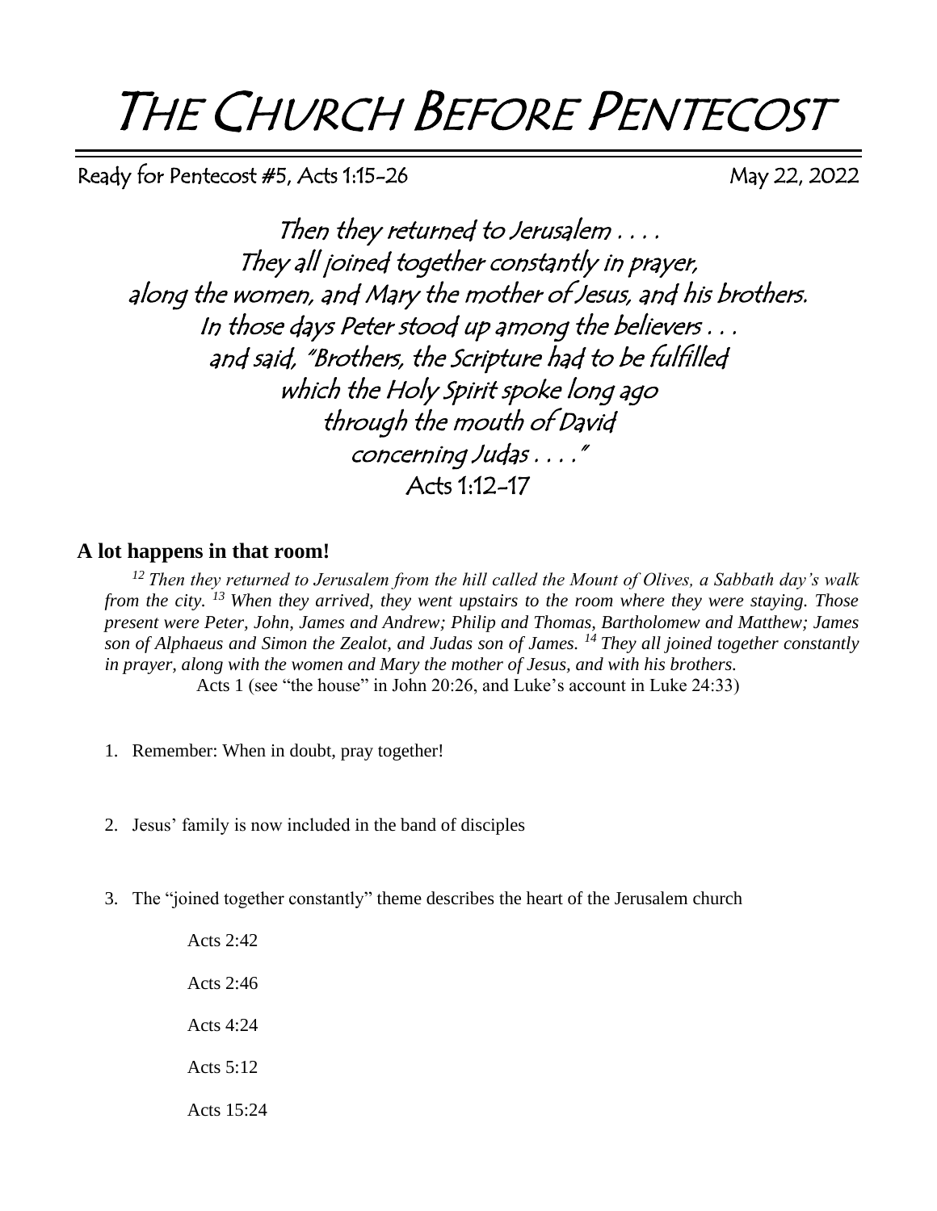# The Church Before Pentecost

Ready for Pentecost #5, Acts 1:15-26 May 22, 2022

*Then they returned to Jerusalem . . . .*
*They all joined together constantly in prayer,*
*along the women, and Mary the mother of Jesus, and his brothers.*
*In those days Peter stood up among the believers . . .*
*and said, "Brothers, the Scripture had to be fulfilled*
*which the Holy Spirit spoke long ago*
*through the mouth of David*
*concerning Judas . . . ."*
Acts 1:12-17

## A lot happens in that room!

*[12] Then they returned to Jerusalem from the hill called the Mount of Olives, a Sabbath day's walk from the city. [13] When they arrived, they went upstairs to the room where they were staying. Those present were Peter, John, James and Andrew; Philip and Thomas, Bartholomew and Matthew; James son of Alphaeus and Simon the Zealot, and Judas son of James. [14] They all joined together constantly in prayer, along with the women and Mary the mother of Jesus, and with his brothers.*

Acts 1 (see "the house" in John 20:26, and Luke's account in Luke 24:33)

1. Remember: When in doubt, pray together!

2. Jesus' family is now included in the band of disciples

3. The "joined together constantly" theme describes the heart of the Jerusalem church

   Acts 2:42

   Acts 2:46

   Acts 4:24

   Acts 5:12

   Acts 15:24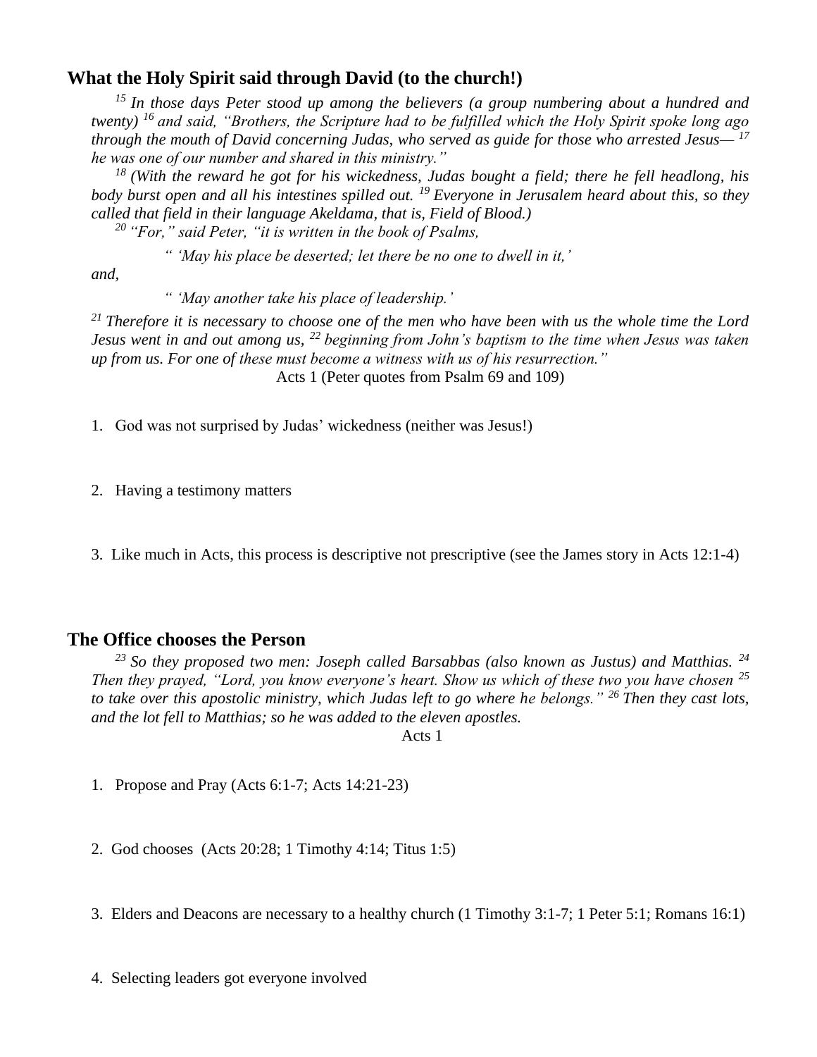## What the Holy Spirit said through David (to the church!)

*[15] In those days Peter stood up among the believers (a group numbering about a hundred and twenty) [16] and said, "Brothers, the Scripture had to be fulfilled which the Holy Spirit spoke long ago through the mouth of David concerning Judas, who served as guide for those who arrested Jesus— [17] he was one of our number and shared in this ministry."*

*[18] (With the reward he got for his wickedness, Judas bought a field; there he fell headlong, his body burst open and all his intestines spilled out. [19] Everyone in Jerusalem heard about this, so they called that field in their language Akeldama, that is, Field of Blood.)*

*[20] "For," said Peter, "it is written in the book of Psalms,*

> *" 'May his place be deserted; let there be no one to dwell in it,'*

*and,*

> *" 'May another take his place of leadership.'*

*[21] Therefore it is necessary to choose one of the men who have been with us the whole time the Lord Jesus went in and out among us, [22] beginning from John's baptism to the time when Jesus was taken up from us. For one of these must become a witness with us of his resurrection."*

Acts 1 (Peter quotes from Psalm 69 and 109)

1. God was not surprised by Judas' wickedness (neither was Jesus!)

2. Having a testimony matters

3. Like much in Acts, this process is descriptive not prescriptive (see the James story in Acts 12:1-4)

## The Office chooses the Person

*[23] So they proposed two men: Joseph called Barsabbas (also known as Justus) and Matthias. [24] Then they prayed, "Lord, you know everyone's heart. Show us which of these two you have chosen [25] to take over this apostolic ministry, which Judas left to go where he belongs." [26] Then they cast lots, and the lot fell to Matthias; so he was added to the eleven apostles.*

Acts 1

1. Propose and Pray (Acts 6:1-7; Acts 14:21-23)

2. God chooses (Acts 20:28; 1 Timothy 4:14; Titus 1:5)

3. Elders and Deacons are necessary to a healthy church (1 Timothy 3:1-7; 1 Peter 5:1; Romans 16:1)

4. Selecting leaders got everyone involved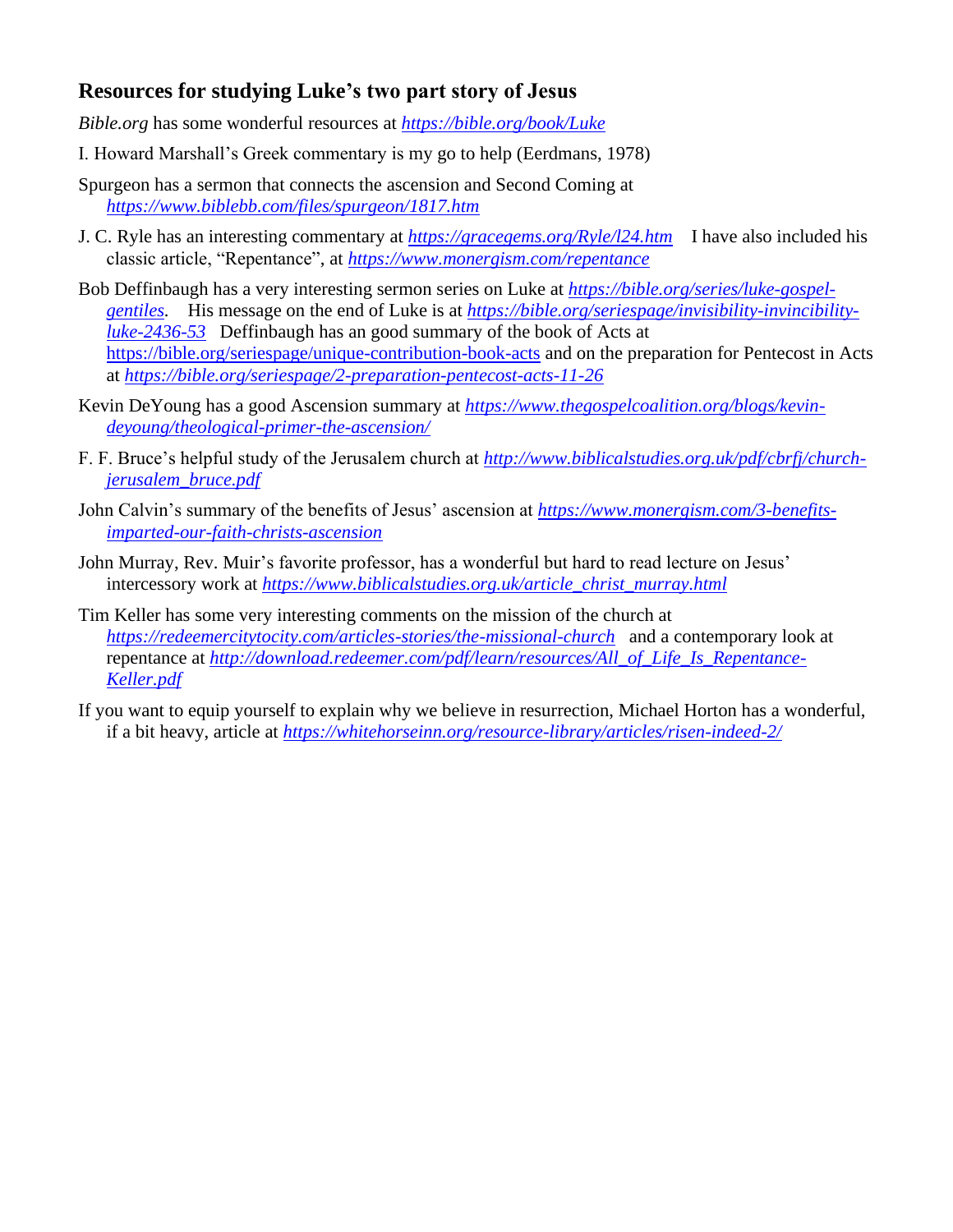## Resources for studying Luke's two part story of Jesus

*Bible.org* has some wonderful resources at *https://bible.org/book/Luke*

I. Howard Marshall's Greek commentary is my go to help (Eerdmans, 1978)

Spurgeon has a sermon that connects the ascension and Second Coming at *https://www.biblebb.com/files/spurgeon/1817.htm*

J. C. Ryle has an interesting commentary at *https://gracegems.org/Ryle/l24.htm* I have also included his classic article, "Repentance", at *https://www.monergism.com/repentance*

Bob Deffinbaugh has a very interesting sermon series on Luke at *https://bible.org/series/luke-gospel-gentiles*. His message on the end of Luke is at *https://bible.org/seriespage/invisibility-invincibility-luke-2436-53* Deffinbaugh has an good summary of the book of Acts at https://bible.org/seriespage/unique-contribution-book-acts and on the preparation for Pentecost in Acts at *https://bible.org/seriespage/2-preparation-pentecost-acts-11-26*

Kevin DeYoung has a good Ascension summary at *https://www.thegospelcoalition.org/blogs/kevin-deyoung/theological-primer-the-ascension/*

F. F. Bruce's helpful study of the Jerusalem church at *http://www.biblicalstudies.org.uk/pdf/cbrfj/church-jerusalem_bruce.pdf*

John Calvin's summary of the benefits of Jesus' ascension at *https://www.monergism.com/3-benefits-imparted-our-faith-christs-ascension*

John Murray, Rev. Muir's favorite professor, has a wonderful but hard to read lecture on Jesus' intercessory work at *https://www.biblicalstudies.org.uk/article_christ_murray.html*

Tim Keller has some very interesting comments on the mission of the church at *https://redeemercitytocity.com/articles-stories/the-missional-church* and a contemporary look at repentance at *http://download.redeemer.com/pdf/learn/resources/All_of_Life_Is_Repentance-Keller.pdf*

If you want to equip yourself to explain why we believe in resurrection, Michael Horton has a wonderful, if a bit heavy, article at *https://whitehorseinn.org/resource-library/articles/risen-indeed-2/*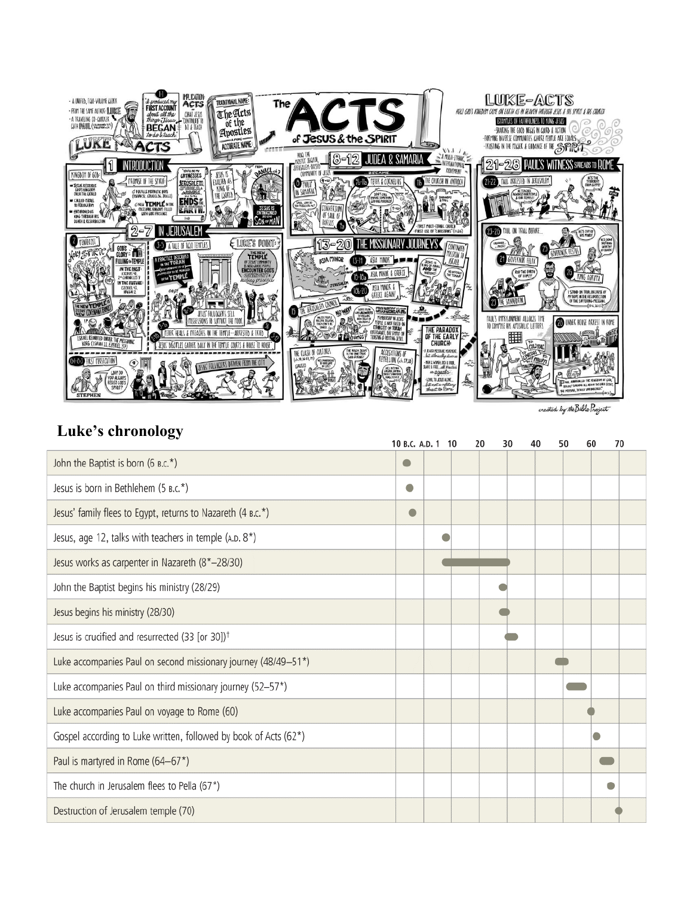## Luke's chronology

10 B.C. A.D. 1 10 20 30 40 50 60 70

John the Baptist is born (6 B.C.*)

Jesus is born in Bethlehem (5 B.C.*)

Jesus' family flees to Egypt, returns to Nazareth (4 B.C.*)

Jesus, age 12, talks with teachers in temple (A.D. 8*)

Jesus works as carpenter in Nazareth (8*–28/30)

John the Baptist begins his ministry (28/29)

Jesus begins his ministry (28/30)

Jesus is crucified and resurrected (33 [or 30])†

Luke accompanies Paul on second missionary journey (48/49–51*)

Luke accompanies Paul on third missionary journey (52–57*)

Luke accompanies Paul on voyage to Rome (60)

Gospel according to Luke written, followed by book of Acts (62*)

Paul is martyred in Rome (64–67*)

The church in Jerusalem flees to Pella (67*)

Destruction of Jerusalem temple (70)